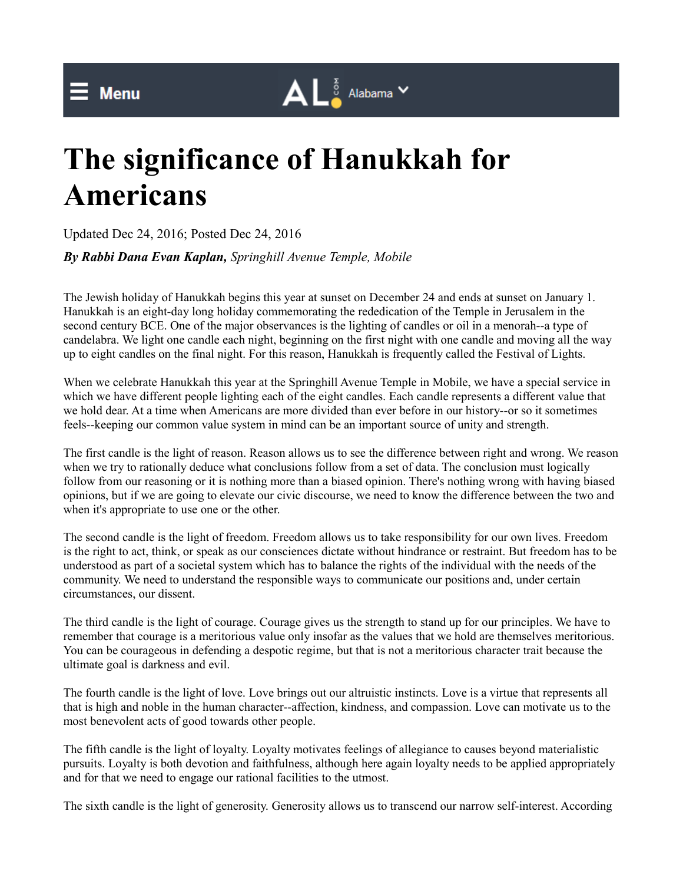# The significance of Hanukkah for Americans

Updated Dec 24, 2016; Posted Dec 24, 2016

***By Rabbi Dana Evan Kaplan,*** *Springhill Avenue Temple, Mobile*

The Jewish holiday of Hanukkah begins this year at sunset on December 24 and ends at sunset on January 1. Hanukkah is an eight-day long holiday commemorating the rededication of the Temple in Jerusalem in the second century BCE. One of the major observances is the lighting of candles or oil in a menorah--a type of candelabra. We light one candle each night, beginning on the first night with one candle and moving all the way up to eight candles on the final night. For this reason, Hanukkah is frequently called the Festival of Lights.

When we celebrate Hanukkah this year at the Springhill Avenue Temple in Mobile, we have a special service in which we have different people lighting each of the eight candles. Each candle represents a different value that we hold dear. At a time when Americans are more divided than ever before in our history--or so it sometimes feels--keeping our common value system in mind can be an important source of unity and strength.

The first candle is the light of reason. Reason allows us to see the difference between right and wrong. We reason when we try to rationally deduce what conclusions follow from a set of data. The conclusion must logically follow from our reasoning or it is nothing more than a biased opinion. There's nothing wrong with having biased opinions, but if we are going to elevate our civic discourse, we need to know the difference between the two and when it's appropriate to use one or the other.

The second candle is the light of freedom. Freedom allows us to take responsibility for our own lives. Freedom is the right to act, think, or speak as our consciences dictate without hindrance or restraint. But freedom has to be understood as part of a societal system which has to balance the rights of the individual with the needs of the community. We need to understand the responsible ways to communicate our positions and, under certain circumstances, our dissent.

The third candle is the light of courage. Courage gives us the strength to stand up for our principles. We have to remember that courage is a meritorious value only insofar as the values that we hold are themselves meritorious. You can be courageous in defending a despotic regime, but that is not a meritorious character trait because the ultimate goal is darkness and evil.

The fourth candle is the light of love. Love brings out our altruistic instincts. Love is a virtue that represents all that is high and noble in the human character--affection, kindness, and compassion. Love can motivate us to the most benevolent acts of good towards other people.

The fifth candle is the light of loyalty. Loyalty motivates feelings of allegiance to causes beyond materialistic pursuits. Loyalty is both devotion and faithfulness, although here again loyalty needs to be applied appropriately and for that we need to engage our rational facilities to the utmost.

The sixth candle is the light of generosity. Generosity allows us to transcend our narrow self-interest. According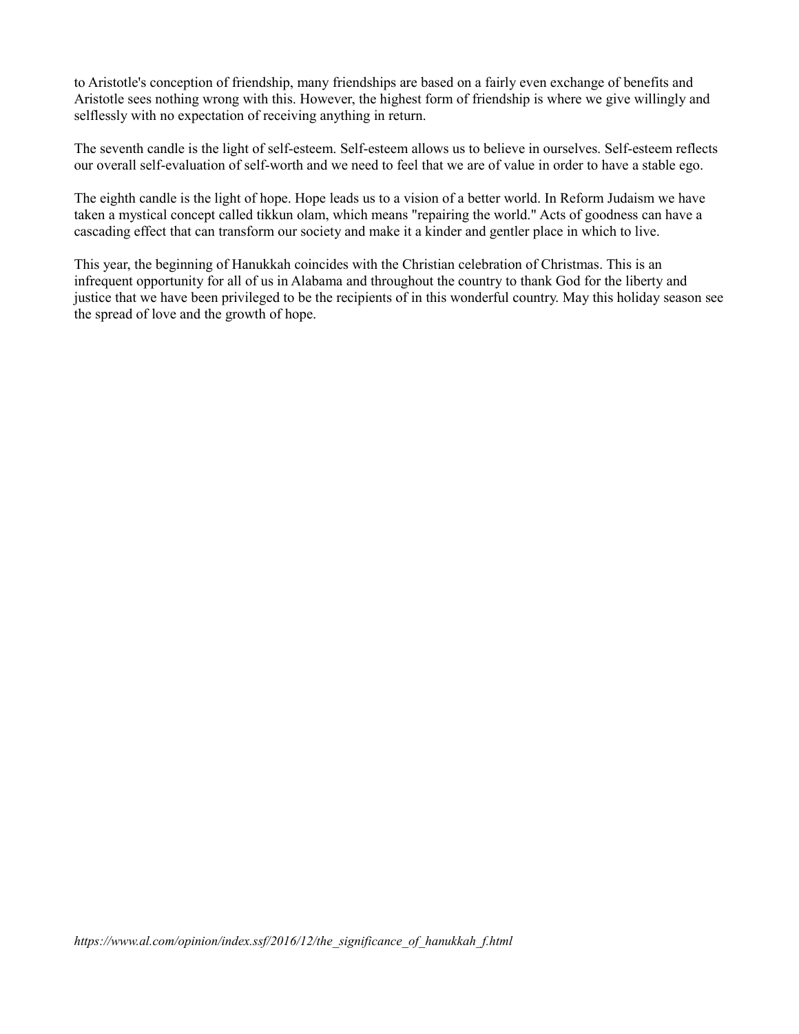to Aristotle's conception of friendship, many friendships are based on a fairly even exchange of benefits and Aristotle sees nothing wrong with this. However, the highest form of friendship is where we give willingly and selflessly with no expectation of receiving anything in return.

The seventh candle is the light of self-esteem. Self-esteem allows us to believe in ourselves. Self-esteem reflects our overall self-evaluation of self-worth and we need to feel that we are of value in order to have a stable ego.

The eighth candle is the light of hope. Hope leads us to a vision of a better world. In Reform Judaism we have taken a mystical concept called tikkun olam, which means "repairing the world." Acts of goodness can have a cascading effect that can transform our society and make it a kinder and gentler place in which to live.

This year, the beginning of Hanukkah coincides with the Christian celebration of Christmas. This is an infrequent opportunity for all of us in Alabama and throughout the country to thank God for the liberty and justice that we have been privileged to be the recipients of in this wonderful country. May this holiday season see the spread of love and the growth of hope.

*https://www.al.com/opinion/index.ssf/2016/12/the_significance_of_hanukkah_f.html*